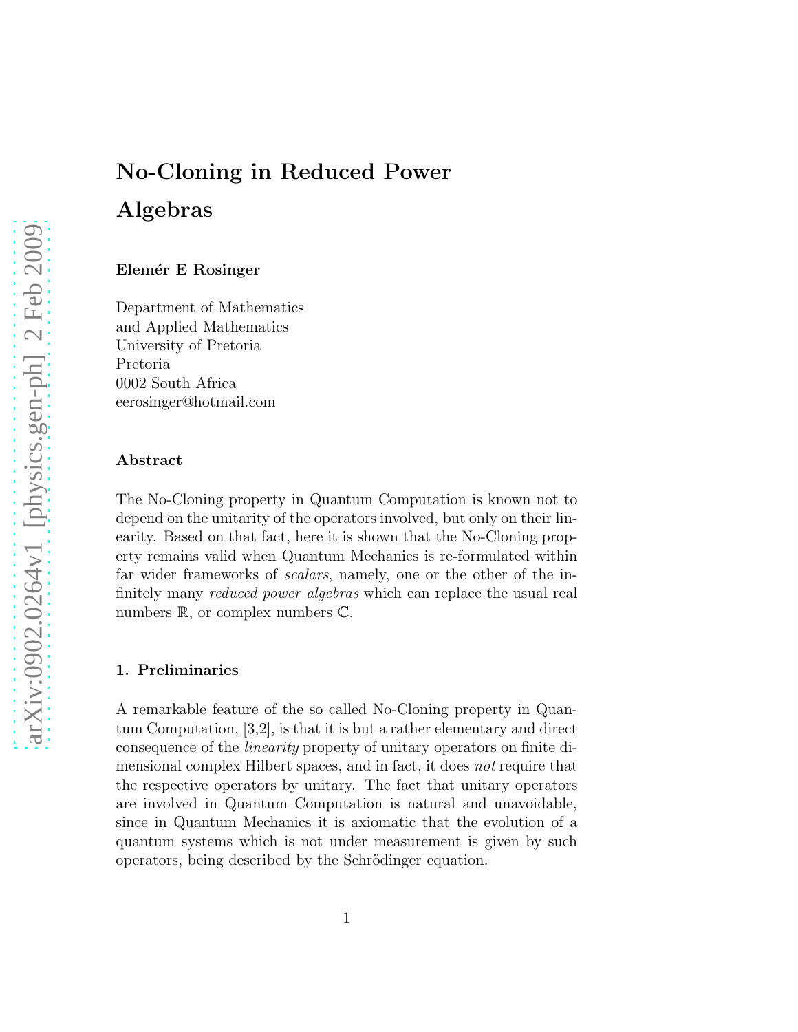# No-Cloning in Reduced Power Algebras

**Elemér E Rosinger**

Department of Mathematics
and Applied Mathematics
University of Pretoria
Pretoria
0002 South Africa
eerosinger@hotmail.com

### Abstract

The No-Cloning property in Quantum Computation is known not to depend on the unitarity of the operators involved, but only on their linearity. Based on that fact, here it is shown that the No-Cloning property remains valid when Quantum Mechanics is re-formulated within far wider frameworks of *scalars*, namely, one or the other of the infinitely many *reduced power algebras* which can replace the usual real numbers $\mathbb{R}$, or complex numbers $\mathbb{C}$.

### 1. Preliminaries

A remarkable feature of the so called No-Cloning property in Quantum Computation, [3,2], is that it is but a rather elementary and direct consequence of the *linearity* property of unitary operators on finite dimensional complex Hilbert spaces, and in fact, it does *not* require that the respective operators by unitary. The fact that unitary operators are involved in Quantum Computation is natural and unavoidable, since in Quantum Mechanics it is axiomatic that the evolution of a quantum systems which is not under measurement is given by such operators, being described by the Schrödinger equation.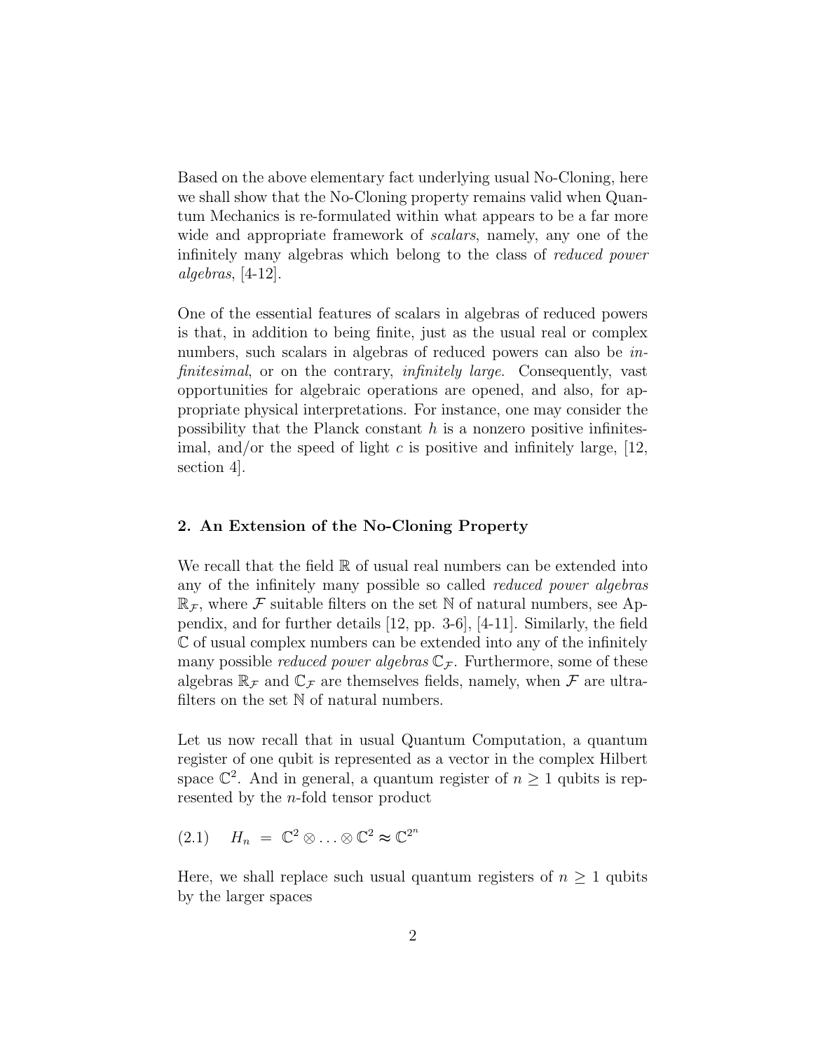Based on the above elementary fact underlying usual No-Cloning, here we shall show that the No-Cloning property remains valid when Quantum Mechanics is re-formulated within what appears to be a far more wide and appropriate framework of *scalars*, namely, any one of the infinitely many algebras which belong to the class of *reduced power algebras*, [4-12].

One of the essential features of scalars in algebras of reduced powers is that, in addition to being finite, just as the usual real or complex numbers, such scalars in algebras of reduced powers can also be *infinitesimal*, or on the contrary, *infinitely large*. Consequently, vast opportunities for algebraic operations are opened, and also, for appropriate physical interpretations. For instance, one may consider the possibility that the Planck constant $h$ is a nonzero positive infinitesimal, and/or the speed of light $c$ is positive and infinitely large, [12, section 4].

## 2. An Extension of the No-Cloning Property

We recall that the field $\mathbb{R}$ of usual real numbers can be extended into any of the infinitely many possible so called *reduced power algebras* $\mathbb{R}_{\mathcal{F}}$, where $\mathcal{F}$ suitable filters on the set $\mathbb{N}$ of natural numbers, see Appendix, and for further details [12, pp. 3-6], [4-11]. Similarly, the field $\mathbb{C}$ of usual complex numbers can be extended into any of the infinitely many possible *reduced power algebras* $\mathbb{C}_{\mathcal{F}}$. Furthermore, some of these algebras $\mathbb{R}_{\mathcal{F}}$ and $\mathbb{C}_{\mathcal{F}}$ are themselves fields, namely, when $\mathcal{F}$ are ultrafilters on the set $\mathbb{N}$ of natural numbers.

Let us now recall that in usual Quantum Computation, a quantum register of one qubit is represented as a vector in the complex Hilbert space $\mathbb{C}^2$. And in general, a quantum register of $n \geq 1$ qubits is represented by the $n$-fold tensor product

$$(2.1) \quad H_n \;=\; \mathbb{C}^2 \otimes \ldots \otimes \mathbb{C}^2 \approx \mathbb{C}^{2^n}$$

Here, we shall replace such usual quantum registers of $n \geq 1$ qubits by the larger spaces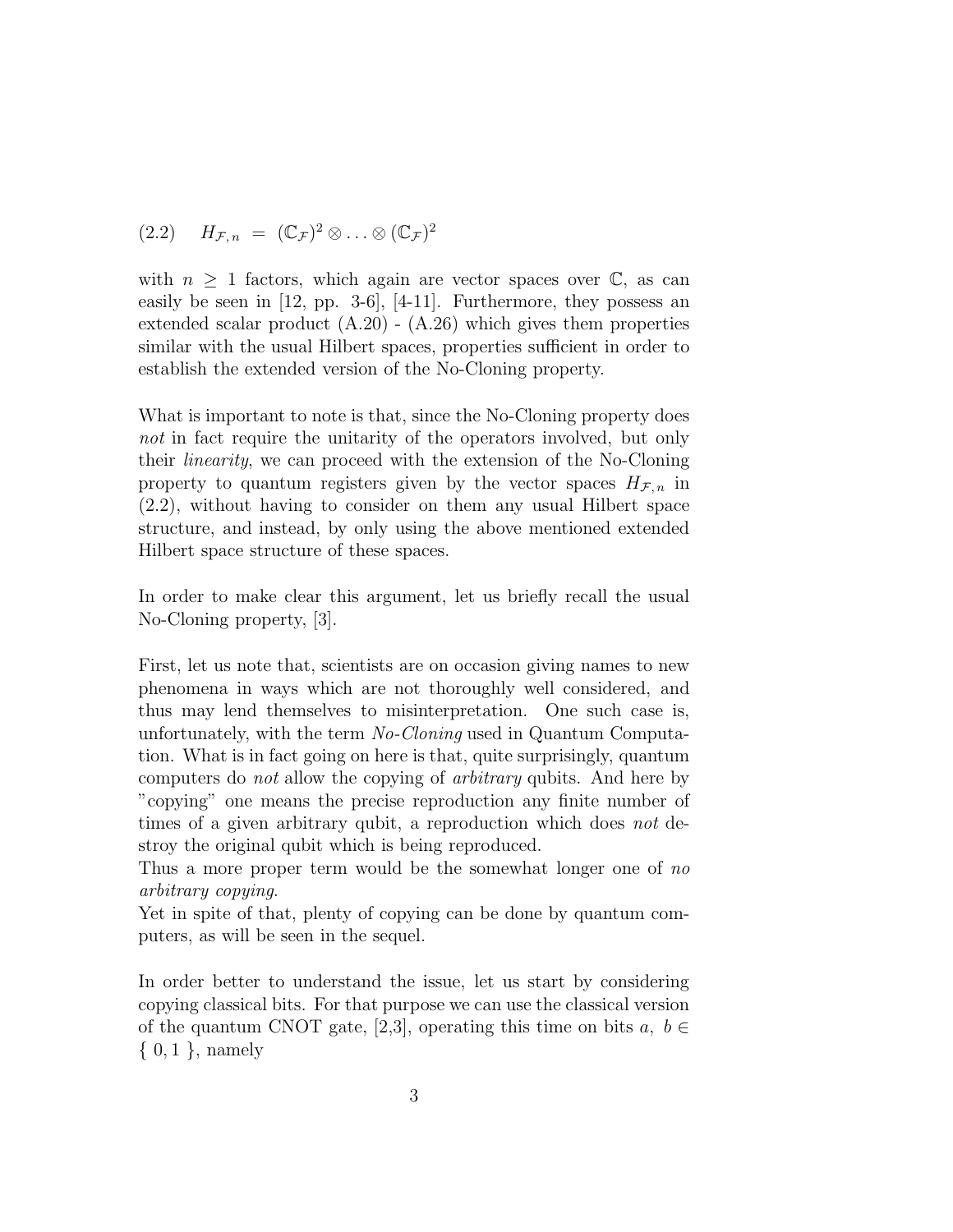$$(2.2) \quad H_{\mathcal{F},n} \;=\; (\mathbb{C}_{\mathcal{F}})^2 \otimes \ldots \otimes (\mathbb{C}_{\mathcal{F}})^2$$

with $n \geq 1$ factors, which again are vector spaces over $\mathbb{C}$, as can easily be seen in [12, pp. 3-6], [4-11]. Furthermore, they possess an extended scalar product (A.20) - (A.26) which gives them properties similar with the usual Hilbert spaces, properties sufficient in order to establish the extended version of the No-Cloning property.

What is important to note is that, since the No-Cloning property does *not* in fact require the unitarity of the operators involved, but only their *linearity*, we can proceed with the extension of the No-Cloning property to quantum registers given by the vector spaces $H_{\mathcal{F},n}$ in (2.2), without having to consider on them any usual Hilbert space structure, and instead, by only using the above mentioned extended Hilbert space structure of these spaces.

In order to make clear this argument, let us briefly recall the usual No-Cloning property, [3].

First, let us note that, scientists are on occasion giving names to new phenomena in ways which are not thoroughly well considered, and thus may lend themselves to misinterpretation. One such case is, unfortunately, with the term *No-Cloning* used in Quantum Computation. What is in fact going on here is that, quite surprisingly, quantum computers do *not* allow the copying of *arbitrary* qubits. And here by "copying" one means the precise reproduction any finite number of times of a given arbitrary qubit, a reproduction which does *not* destroy the original qubit which is being reproduced.
Thus a more proper term would be the somewhat longer one of *no arbitrary copying*.
Yet in spite of that, plenty of copying can be done by quantum computers, as will be seen in the sequel.

In order better to understand the issue, let us start by considering copying classical bits. For that purpose we can use the classical version of the quantum CNOT gate, [2,3], operating this time on bits $a, \; b \in \{ \, 0, 1 \, \}$, namely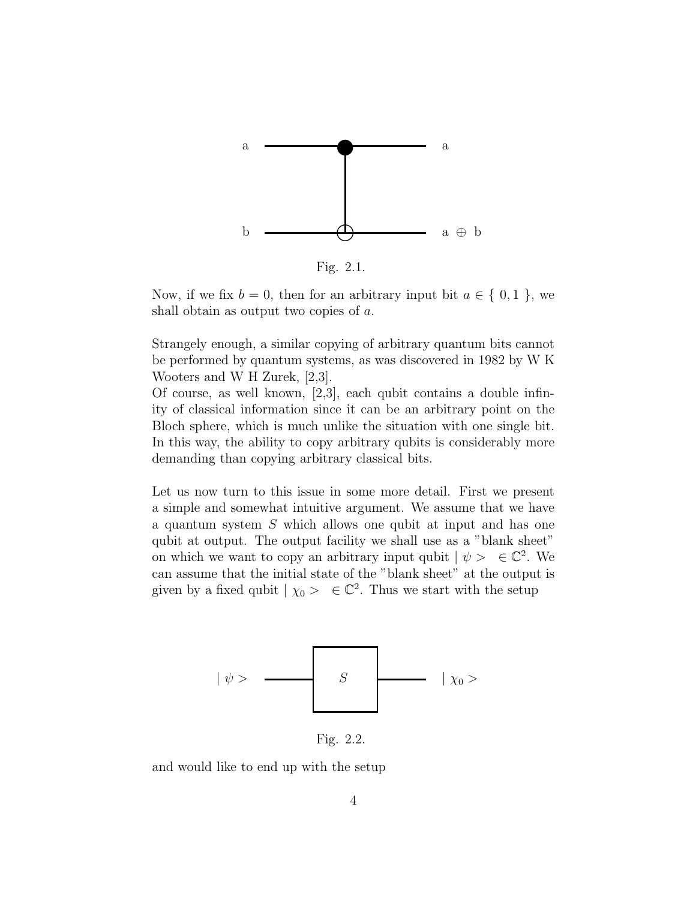Fig. 2.1.

Now, if we fix $b = 0$, then for an arbitrary input bit $a \in \{ 0, 1 \}$, we shall obtain as output two copies of $a$.

Strangely enough, a similar copying of arbitrary quantum bits cannot be performed by quantum systems, as was discovered in 1982 by W K Wooters and W H Zurek, [2,3].
Of course, as well known, [2,3], each qubit contains a double infinity of classical information since it can be an arbitrary point on the Bloch sphere, which is much unlike the situation with one single bit. In this way, the ability to copy arbitrary qubits is considerably more demanding than copying arbitrary classical bits.

Let us now turn to this issue in some more detail. First we present a simple and somewhat intuitive argument. We assume that we have a quantum system $S$ which allows one qubit at input and has one qubit at output. The output facility we shall use as a "blank sheet" on which we want to copy an arbitrary input qubit $| \psi > \in \mathbb{C}^2$. We can assume that the initial state of the "blank sheet" at the output is given by a fixed qubit $| \chi_0 > \in \mathbb{C}^2$. Thus we start with the setup

Fig. 2.2.

and would like to end up with the setup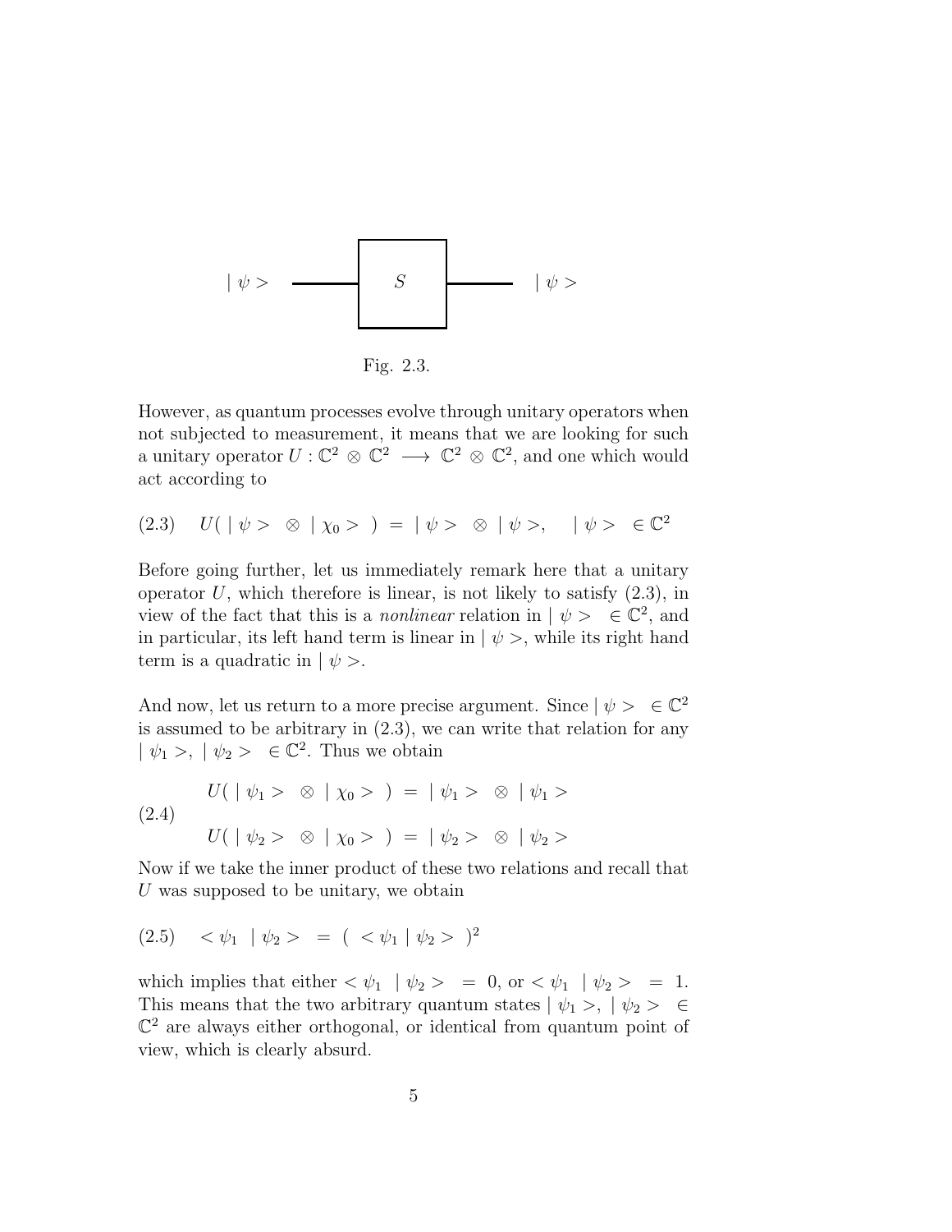$$| \psi > \quad \longrightarrow \boxed{S} \longrightarrow \quad | \psi >$$

Fig. 2.3.

However, as quantum processes evolve through unitary operators when not subjected to measurement, it means that we are looking for such a unitary operator $U : \mathbb{C}^2 \otimes \mathbb{C}^2 \longrightarrow \mathbb{C}^2 \otimes \mathbb{C}^2$, and one which would act according to

$$(2.3) \quad U( \, | \, \psi > \, \otimes \, | \, \chi_0 > \, ) \; = \; | \, \psi > \, \otimes \, | \, \psi >, \quad | \, \psi > \; \in \mathbb{C}^2$$

Before going further, let us immediately remark here that a unitary operator $U$, which therefore is linear, is not likely to satisfy (2.3), in view of the fact that this is a *nonlinear* relation in $| \, \psi > \; \in \mathbb{C}^2$, and in particular, its left hand term is linear in $| \, \psi >$, while its right hand term is a quadratic in $| \, \psi >$.

And now, let us return to a more precise argument. Since $| \, \psi > \; \in \mathbb{C}^2$ is assumed to be arbitrary in (2.3), we can write that relation for any $| \, \psi_1 >, \; | \, \psi_2 > \; \in \mathbb{C}^2$. Thus we obtain

$$(2.4) \quad \begin{array}{l} U( \, | \, \psi_1 > \, \otimes \, | \, \chi_0 > \, ) \; = \; | \, \psi_1 > \, \otimes \, | \, \psi_1 > \\ \\ U( \, | \, \psi_2 > \, \otimes \, | \, \chi_0 > \, ) \; = \; | \, \psi_2 > \, \otimes \, | \, \psi_2 > \end{array}$$

Now if we take the inner product of these two relations and recall that $U$ was supposed to be unitary, we obtain

$$(2.5) \quad < \psi_1 \; | \, \psi_2 > \; = \; ( \; < \psi_1 \, | \, \psi_2 > \; )^2$$

which implies that either $< \psi_1 \; | \, \psi_2 > \; = \; 0$, or $< \psi_1 \; | \, \psi_2 > \; = \; 1$. This means that the two arbitrary quantum states $| \, \psi_1 >, \; | \, \psi_2 > \; \in \mathbb{C}^2$ are always either orthogonal, or identical from quantum point of view, which is clearly absurd.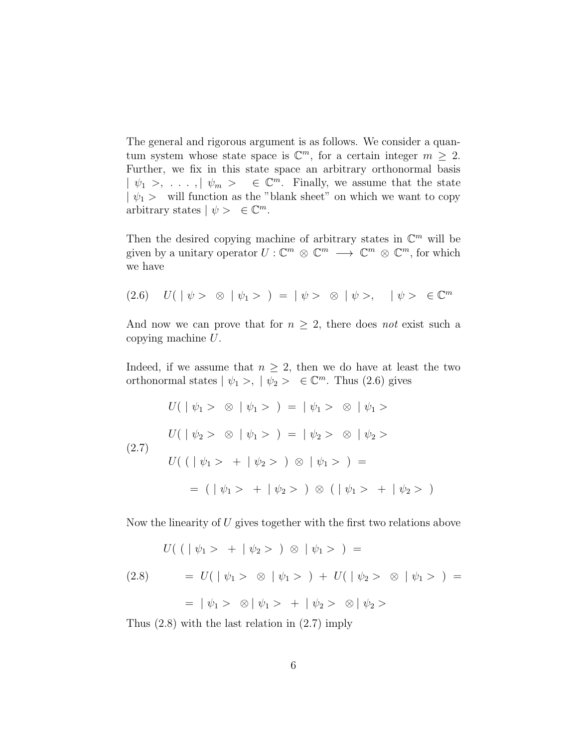The general and rigorous argument is as follows. We consider a quantum system whose state space is $\mathbb{C}^m$, for a certain integer $m \geq 2$. Further, we fix in this state space an arbitrary orthonormal basis $|\ \psi_1 >, \ . \ . \ . \ , |\ \psi_m > \ \in \mathbb{C}^m$. Finally, we assume that the state $|\ \psi_1 >$ will function as the "blank sheet" on which we want to copy arbitrary states $|\ \psi > \ \in \mathbb{C}^m$.

Then the desired copying machine of arbitrary states in $\mathbb{C}^m$ will be given by a unitary operator $U : \mathbb{C}^m \otimes \mathbb{C}^m \longrightarrow \mathbb{C}^m \otimes \mathbb{C}^m$, for which we have

$$(2.6) \quad U(\ |\ \psi > \ \otimes \ |\ \psi_1 > \ ) \ = \ |\ \psi > \ \otimes \ |\ \psi >, \quad |\ \psi > \ \in \mathbb{C}^m$$

And now we can prove that for $n \geq 2$, there does *not* exist such a copying machine $U$.

Indeed, if we assume that $n \geq 2$, then we do have at least the two orthonormal states $|\ \psi_1 >, \ |\ \psi_2 > \ \in \mathbb{C}^m$. Thus (2.6) gives

$$(2.7) \quad \begin{array}{l} U(\ |\ \psi_1 > \ \otimes \ |\ \psi_1 > \ ) \ = \ |\ \psi_1 > \ \otimes \ |\ \psi_1 > \\[2ex] U(\ |\ \psi_2 > \ \otimes \ |\ \psi_1 > \ ) \ = \ |\ \psi_2 > \ \otimes \ |\ \psi_2 > \\[2ex] U(\ (\ |\ \psi_1 > \ + \ |\ \psi_2 > \ ) \ \otimes \ |\ \psi_1 > \ ) \ = \\[2ex] \quad = \ (\ |\ \psi_1 > \ + \ |\ \psi_2 > \ ) \ \otimes \ (\ |\ \psi_1 > \ + \ |\ \psi_2 > \ ) \end{array}$$

Now the linearity of $U$ gives together with the first two relations above

$$(2.8) \quad \begin{array}{l} U(\ (\ |\ \psi_1 > \ + \ |\ \psi_2 > \ ) \ \otimes \ |\ \psi_1 > \ ) \ = \\[2ex] \quad = \ U(\ |\ \psi_1 > \ \otimes \ |\ \psi_1 > \ ) \ + \ U(\ |\ \psi_2 > \ \otimes \ |\ \psi_1 > \ ) \ = \\[2ex] \quad = \ |\ \psi_1 > \ \otimes |\ \psi_1 > \ + \ |\ \psi_2 > \ \otimes |\ \psi_2 > \end{array}$$

Thus (2.8) with the last relation in (2.7) imply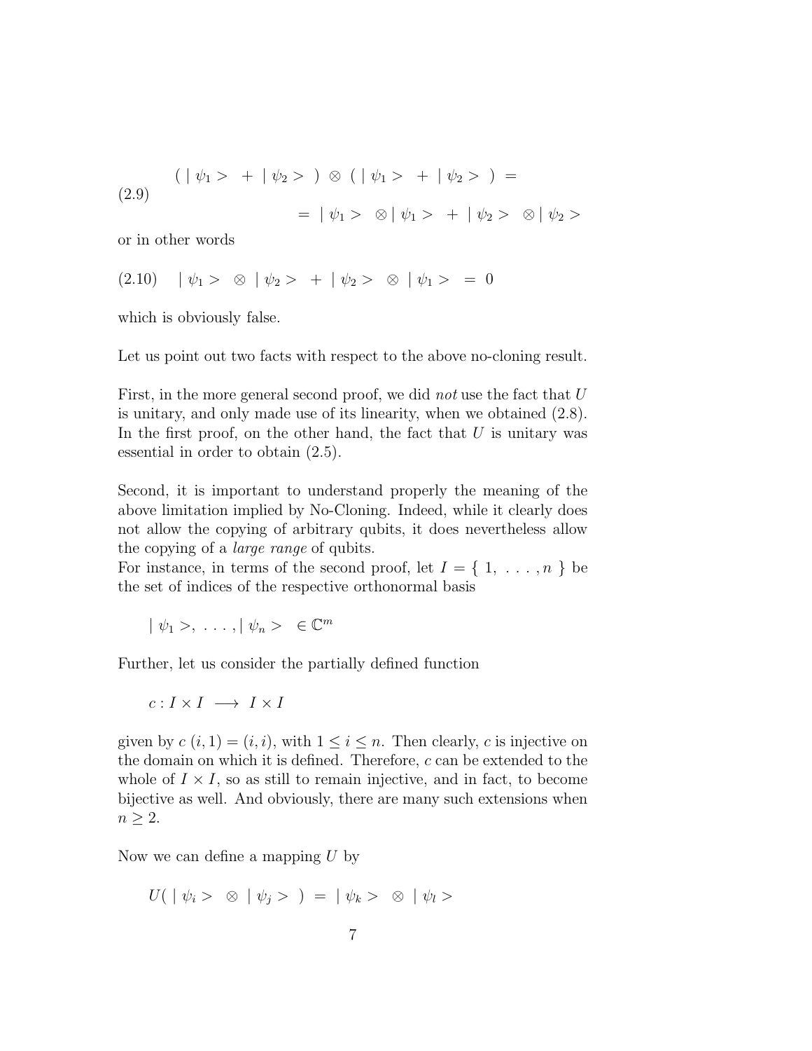$$
(2.9) \qquad \begin{aligned} &(\,|\,\psi_1> \;+\; |\,\psi_2>\,)\;\otimes\;(\,|\,\psi_1> \;+\; |\,\psi_2>\,)\;= \\ &\qquad\qquad = \;|\,\psi_1> \;\otimes |\,\psi_1> \;+\; |\,\psi_2> \;\otimes |\,\psi_2> \end{aligned}
$$

or in other words

$$
(2.10) \qquad |\,\psi_1> \;\otimes\; |\,\psi_2> \;+\; |\,\psi_2> \;\otimes\; |\,\psi_1> \;=\; 0
$$

which is obviously false.

Let us point out two facts with respect to the above no-cloning result.

First, in the more general second proof, we did *not* use the fact that $U$ is unitary, and only made use of its linearity, when we obtained (2.8). In the first proof, on the other hand, the fact that $U$ is unitary was essential in order to obtain (2.5).

Second, it is important to understand properly the meaning of the above limitation implied by No-Cloning. Indeed, while it clearly does not allow the copying of arbitrary qubits, it does nevertheless allow the copying of a *large range* of qubits.
For instance, in terms of the second proof, let $I = \{\ 1,\ \ldots, n\ \}$ be the set of indices of the respective orthonormal basis

$$
|\,\psi_1>,\ \ldots, |\,\psi_n> \;\in \mathbb{C}^m
$$

Further, let us consider the partially defined function

$$
c : I \times I \;\longrightarrow\; I \times I
$$

given by $c\,(i, 1) = (i, i)$, with $1 \leq i \leq n$. Then clearly, $c$ is injective on the domain on which it is defined. Therefore, $c$ can be extended to the whole of $I \times I$, so as still to remain injective, and in fact, to become bijective as well. And obviously, there are many such extensions when $n \geq 2$.

Now we can define a mapping $U$ by

$$
U(\,|\,\psi_i> \;\otimes\; |\,\psi_j>\,) \;=\; |\,\psi_k> \;\otimes\; |\,\psi_l>
$$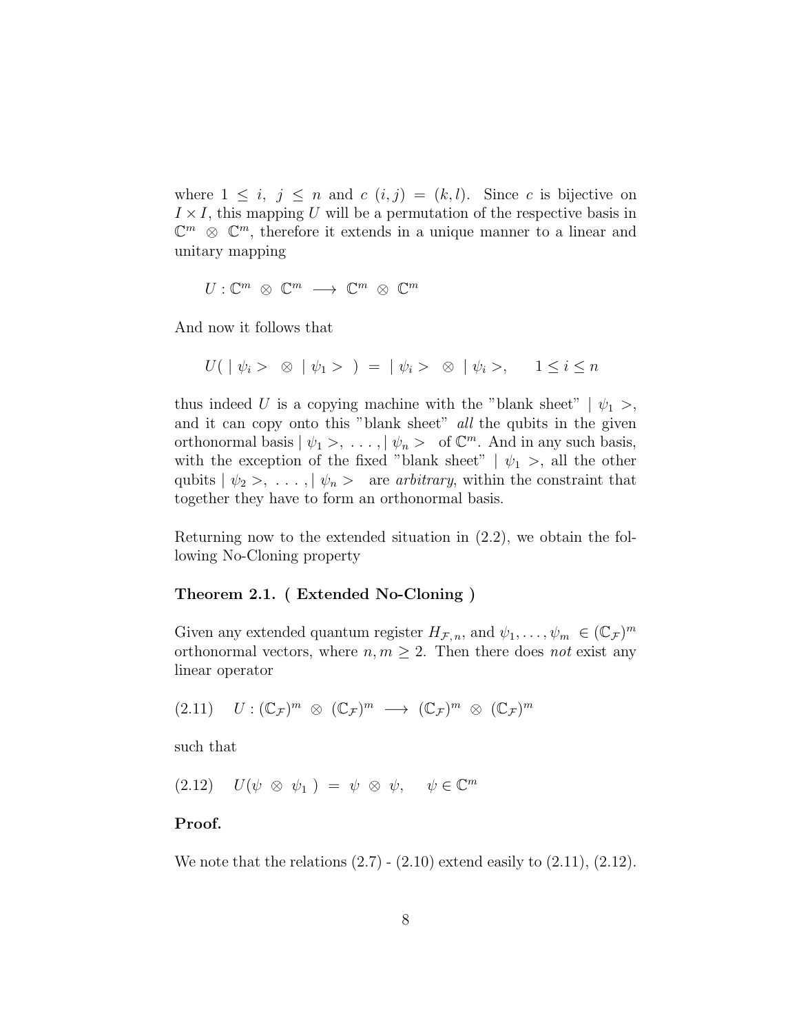where $1 \leq i, \ j \leq n$ and $c \ (i,j) = (k,l)$. Since $c$ is bijective on $I \times I$, this mapping $U$ will be a permutation of the respective basis in $\mathbb{C}^m \otimes \mathbb{C}^m$, therefore it extends in a unique manner to a linear and unitary mapping

$$U : \mathbb{C}^m \otimes \mathbb{C}^m \longrightarrow \mathbb{C}^m \otimes \mathbb{C}^m$$

And now it follows that

$$U( \mid \psi_i > \ \otimes \mid \psi_1 > \ ) = \mid \psi_i > \ \otimes \mid \psi_i >, \quad 1 \leq i \leq n$$

thus indeed $U$ is a copying machine with the "blank sheet" $\mid \psi_1 >$, and it can copy onto this "blank sheet" *all* the qubits in the given orthonormal basis $\mid \psi_1 >, \ \ldots , \mid \psi_n >$ of $\mathbb{C}^m$. And in any such basis, with the exception of the fixed "blank sheet" $\mid \psi_1 >$, all the other qubits $\mid \psi_2 >, \ \ldots , \mid \psi_n >$ are *arbitrary*, within the constraint that together they have to form an orthonormal basis.

Returning now to the extended situation in (2.2), we obtain the following No-Cloning property

**Theorem 2.1. ( Extended No-Cloning )**

Given any extended quantum register $H_{\mathcal{F},n}$, and $\psi_1, \ldots , \psi_m \in (\mathbb{C}_{\mathcal{F}})^m$ orthonormal vectors, where $n, m \geq 2$. Then there does *not* exist any linear operator

$$(2.11) \quad U : (\mathbb{C}_{\mathcal{F}})^m \otimes (\mathbb{C}_{\mathcal{F}})^m \longrightarrow (\mathbb{C}_{\mathcal{F}})^m \otimes (\mathbb{C}_{\mathcal{F}})^m$$

such that

$$(2.12) \quad U( \psi \otimes \psi_1 ) = \psi \otimes \psi, \quad \psi \in \mathbb{C}^m$$

**Proof.**

We note that the relations (2.7) - (2.10) extend easily to (2.11), (2.12).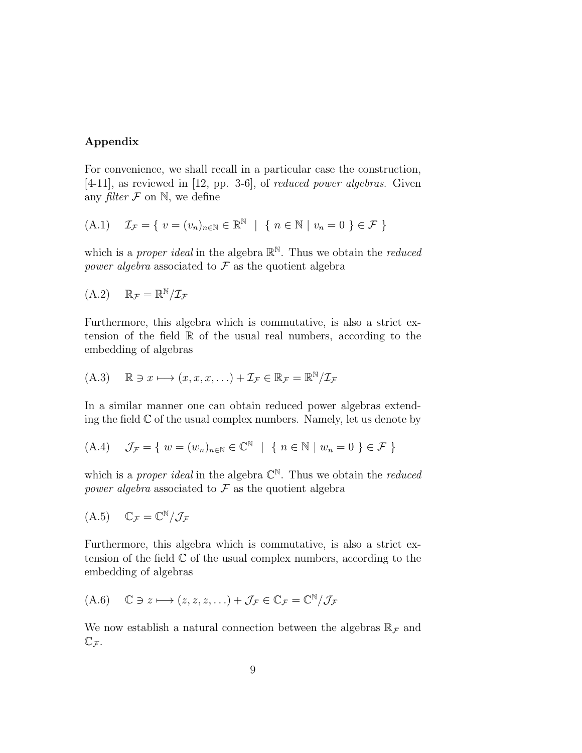## Appendix

For convenience, we shall recall in a particular case the construction, [4-11], as reviewed in [12, pp. 3-6], of *reduced power algebras*. Given any *filter* $\mathcal{F}$ on $\mathbb{N}$, we define

$$\text{(A.1)} \quad \mathcal{I}_{\mathcal{F}} = \{ \ v = (v_n)_{n \in \mathbb{N}} \in \mathbb{R}^{\mathbb{N}} \ \mid \ \{ \ n \in \mathbb{N} \mid v_n = 0 \ \} \in \mathcal{F} \ \}$$

which is a *proper ideal* in the algebra $\mathbb{R}^{\mathbb{N}}$. Thus we obtain the *reduced power algebra* associated to $\mathcal{F}$ as the quotient algebra

$$\text{(A.2)} \quad \mathbb{R}_{\mathcal{F}} = \mathbb{R}^{\mathbb{N}} / \mathcal{I}_{\mathcal{F}}$$

Furthermore, this algebra which is commutative, is also a strict extension of the field $\mathbb{R}$ of the usual real numbers, according to the embedding of algebras

$$\text{(A.3)} \quad \mathbb{R} \ni x \longmapsto (x, x, x, \ldots) + \mathcal{I}_{\mathcal{F}} \in \mathbb{R}_{\mathcal{F}} = \mathbb{R}^{\mathbb{N}} / \mathcal{I}_{\mathcal{F}}$$

In a similar manner one can obtain reduced power algebras extending the field $\mathbb{C}$ of the usual complex numbers. Namely, let us denote by

$$\text{(A.4)} \quad \mathcal{J}_{\mathcal{F}} = \{ \ w = (w_n)_{n \in \mathbb{N}} \in \mathbb{C}^{\mathbb{N}} \ \mid \ \{ \ n \in \mathbb{N} \mid w_n = 0 \ \} \in \mathcal{F} \ \}$$

which is a *proper ideal* in the algebra $\mathbb{C}^{\mathbb{N}}$. Thus we obtain the *reduced power algebra* associated to $\mathcal{F}$ as the quotient algebra

$$\text{(A.5)} \quad \mathbb{C}_{\mathcal{F}} = \mathbb{C}^{\mathbb{N}} / \mathcal{J}_{\mathcal{F}}$$

Furthermore, this algebra which is commutative, is also a strict extension of the field $\mathbb{C}$ of the usual complex numbers, according to the embedding of algebras

$$\text{(A.6)} \quad \mathbb{C} \ni z \longmapsto (z, z, z, \ldots) + \mathcal{J}_{\mathcal{F}} \in \mathbb{C}_{\mathcal{F}} = \mathbb{C}^{\mathbb{N}} / \mathcal{J}_{\mathcal{F}}$$

We now establish a natural connection between the algebras $\mathbb{R}_{\mathcal{F}}$ and $\mathbb{C}_{\mathcal{F}}$.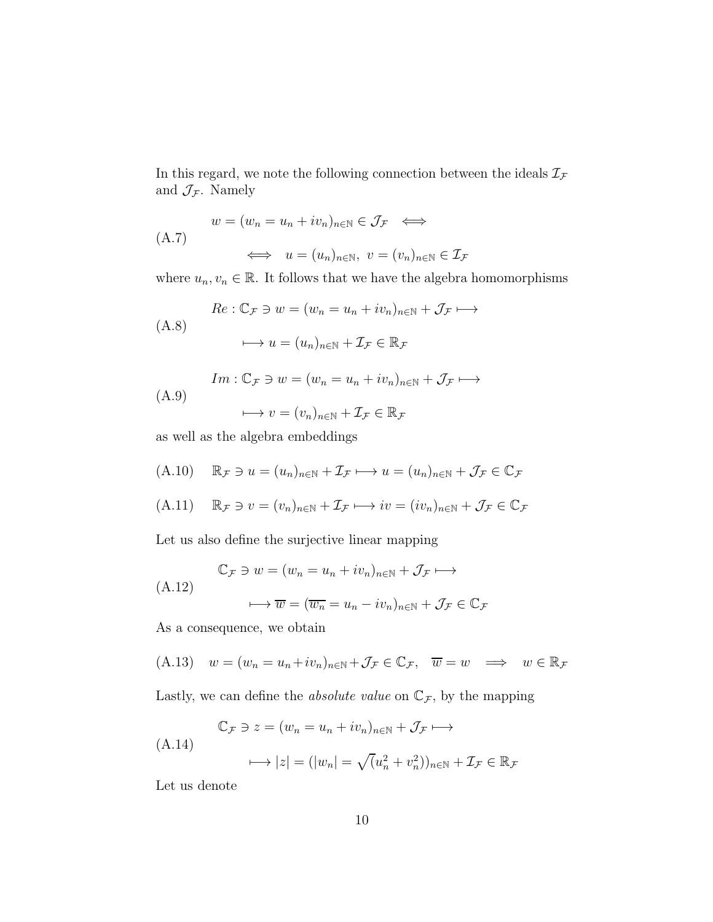In this regard, we note the following connection between the ideals $\mathcal{I}_\mathcal{F}$ and $\mathcal{J}_\mathcal{F}$. Namely

$$\text{(A.7)} \qquad \begin{aligned} & w = (w_n = u_n + iv_n)_{n \in \mathbb{N}} \in \mathcal{J}_\mathcal{F} \iff \\ & \iff u = (u_n)_{n \in \mathbb{N}},\ v = (v_n)_{n \in \mathbb{N}} \in \mathcal{I}_\mathcal{F} \end{aligned}$$

where $u_n, v_n \in \mathbb{R}$. It follows that we have the algebra homomorphisms

$$\text{(A.8)} \qquad \begin{aligned} & Re : \mathbb{C}_\mathcal{F} \ni w = (w_n = u_n + iv_n)_{n \in \mathbb{N}} + \mathcal{J}_\mathcal{F} \longmapsto \\ & \longmapsto u = (u_n)_{n \in \mathbb{N}} + \mathcal{I}_\mathcal{F} \in \mathbb{R}_\mathcal{F} \end{aligned}$$

$$\text{(A.9)} \qquad \begin{aligned} & Im : \mathbb{C}_\mathcal{F} \ni w = (w_n = u_n + iv_n)_{n \in \mathbb{N}} + \mathcal{J}_\mathcal{F} \longmapsto \\ & \longmapsto v = (v_n)_{n \in \mathbb{N}} + \mathcal{I}_\mathcal{F} \in \mathbb{R}_\mathcal{F} \end{aligned}$$

as well as the algebra embeddings

$$\text{(A.10)} \qquad \mathbb{R}_\mathcal{F} \ni u = (u_n)_{n \in \mathbb{N}} + \mathcal{I}_\mathcal{F} \longmapsto u = (u_n)_{n \in \mathbb{N}} + \mathcal{J}_\mathcal{F} \in \mathbb{C}_\mathcal{F}$$

$$\text{(A.11)} \qquad \mathbb{R}_\mathcal{F} \ni v = (v_n)_{n \in \mathbb{N}} + \mathcal{I}_\mathcal{F} \longmapsto iv = (iv_n)_{n \in \mathbb{N}} + \mathcal{J}_\mathcal{F} \in \mathbb{C}_\mathcal{F}$$

Let us also define the surjective linear mapping

$$\text{(A.12)} \qquad \begin{aligned} & \mathbb{C}_\mathcal{F} \ni w = (w_n = u_n + iv_n)_{n \in \mathbb{N}} + \mathcal{J}_\mathcal{F} \longmapsto \\ & \longmapsto \overline{w} = (\overline{w_n} = u_n - iv_n)_{n \in \mathbb{N}} + \mathcal{J}_\mathcal{F} \in \mathbb{C}_\mathcal{F} \end{aligned}$$

As a consequence, we obtain

$$\text{(A.13)} \qquad w = (w_n = u_n + iv_n)_{n \in \mathbb{N}} + \mathcal{J}_\mathcal{F} \in \mathbb{C}_\mathcal{F}, \quad \overline{w} = w \implies w \in \mathbb{R}_\mathcal{F}$$

Lastly, we can define the *absolute value* on $\mathbb{C}_\mathcal{F}$, by the mapping

$$\text{(A.14)} \qquad \begin{aligned} & \mathbb{C}_\mathcal{F} \ni z = (w_n = u_n + iv_n)_{n \in \mathbb{N}} + \mathcal{J}_\mathcal{F} \longmapsto \\ & \longmapsto |z| = (|w_n| = \sqrt(u_n^2 + v_n^2))_{n \in \mathbb{N}} + \mathcal{I}_\mathcal{F} \in \mathbb{R}_\mathcal{F} \end{aligned}$$

Let us denote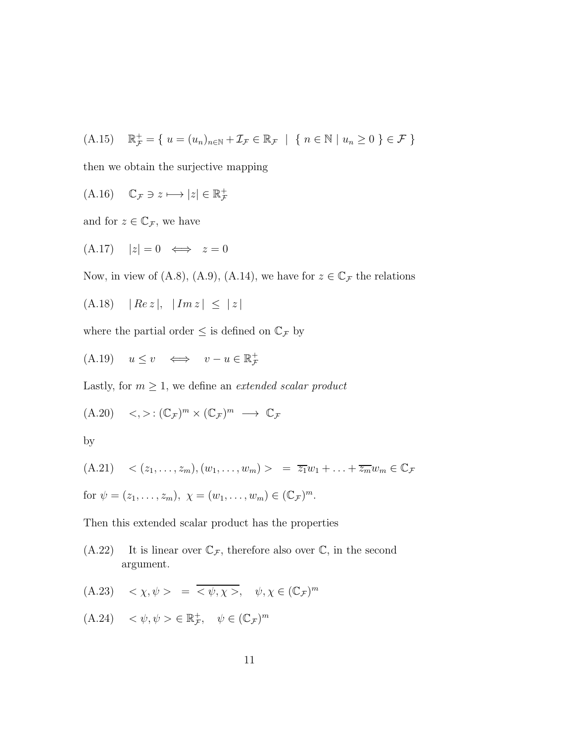(A.15) $\quad \mathbb{R}^+_{\mathcal{F}} = \{ \ u = (u_n)_{n \in \mathbb{N}} + \mathcal{I}_{\mathcal{F}} \in \mathbb{R}_{\mathcal{F}} \ \mid \ \{ \ n \in \mathbb{N} \mid u_n \geq 0 \ \} \in \mathcal{F} \ \}$

then we obtain the surjective mapping

(A.16) $\quad \mathbb{C}_{\mathcal{F}} \ni z \longmapsto |z| \in \mathbb{R}^+_{\mathcal{F}}$

and for $z \in \mathbb{C}_{\mathcal{F}}$, we have

(A.17) $\quad |z| = 0 \iff z = 0$

Now, in view of (A.8), (A.9), (A.14), we have for $z \in \mathbb{C}_{\mathcal{F}}$ the relations

(A.18) $\quad |\, Re\, z\,|, \ \ |\, Im\, z\,| \ \leq \ |\, z\,|$

where the partial order $\leq$ is defined on $\mathbb{C}_{\mathcal{F}}$ by

(A.19) $\quad u \leq v \iff v - u \in \mathbb{R}^+_{\mathcal{F}}$

Lastly, for $m \geq 1$, we define an *extended scalar product*

(A.20) $\quad <,>: (\mathbb{C}_{\mathcal{F}})^m \times (\mathbb{C}_{\mathcal{F}})^m \longrightarrow \mathbb{C}_{\mathcal{F}}$

by

(A.21) $\quad < (z_1, \ldots, z_m), (w_1, \ldots, w_m) > \ = \ \overline{z_1} w_1 + \ldots + \overline{z_m} w_m \in \mathbb{C}_{\mathcal{F}}$

for $\psi = (z_1, \ldots, z_m), \ \chi = (w_1, \ldots, w_m) \in (\mathbb{C}_{\mathcal{F}})^m$.

Then this extended scalar product has the properties

(A.22) It is linear over $\mathbb{C}_{\mathcal{F}}$, therefore also over $\mathbb{C}$, in the second argument.

(A.23) $\quad < \chi, \psi > \ = \ \overline{< \psi, \chi >}, \quad \psi, \chi \in (\mathbb{C}_{\mathcal{F}})^m$

(A.24) $\quad < \psi, \psi > \in \mathbb{R}^+_{\mathcal{F}}, \quad \psi \in (\mathbb{C}_{\mathcal{F}})^m$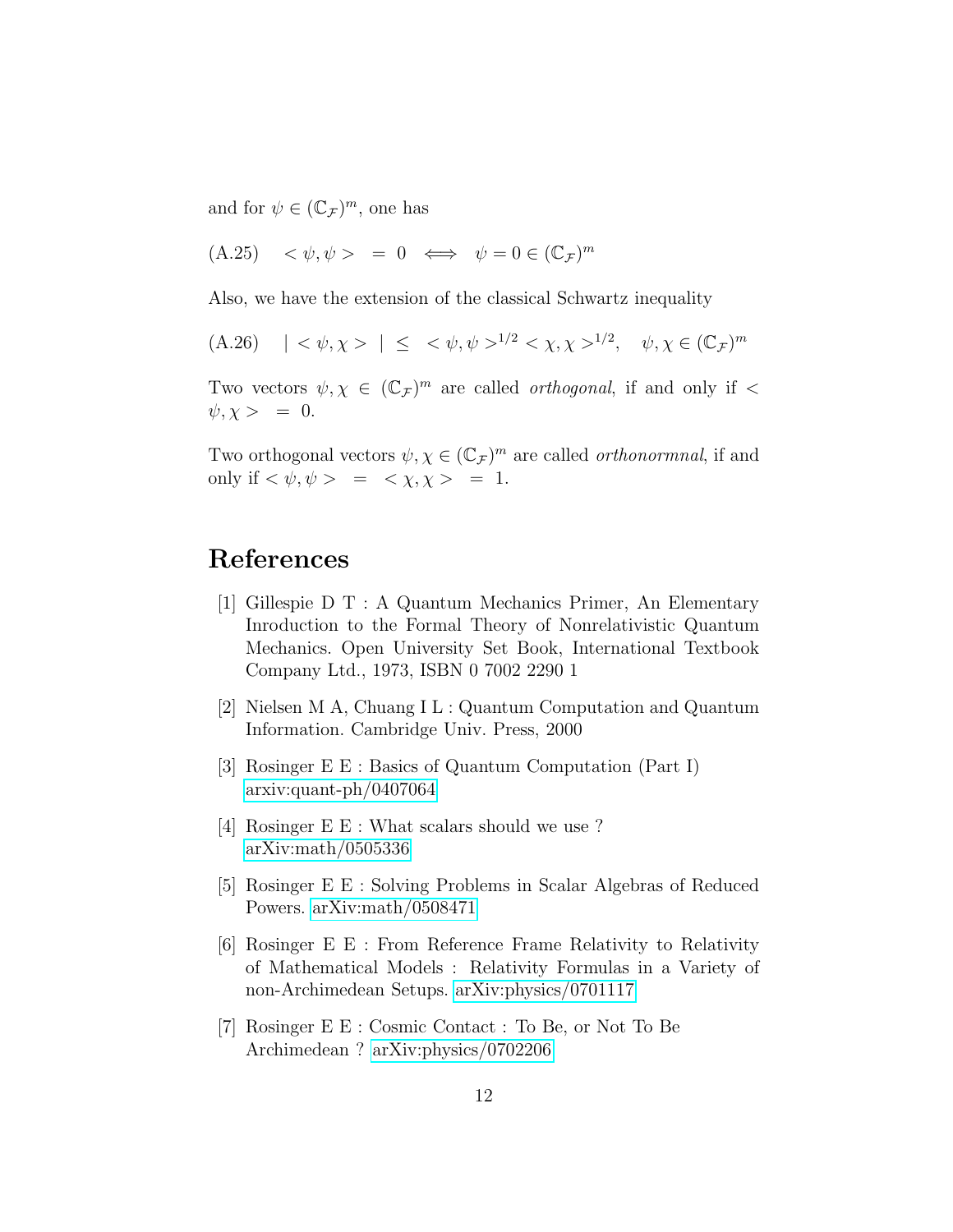and for $\psi \in (\mathbb{C}_{\mathcal{F}})^m$, one has

$$\text{(A.25)} \quad < \psi, \psi > \; = \; 0 \iff \psi = 0 \in (\mathbb{C}_{\mathcal{F}})^m$$

Also, we have the extension of the classical Schwartz inequality

$$\text{(A.26)} \quad | < \psi, \chi > | \; \leq \; < \psi, \psi >^{1/2} < \chi, \chi >^{1/2}, \quad \psi, \chi \in (\mathbb{C}_{\mathcal{F}})^m$$

Two vectors $\psi, \chi \in (\mathbb{C}_{\mathcal{F}})^m$ are called *orthogonal*, if and only if $< \psi, \chi > \; = \; 0$.

Two orthogonal vectors $\psi, \chi \in (\mathbb{C}_{\mathcal{F}})^m$ are called *orthonormnal*, if and only if $< \psi, \psi > \; = \; < \chi, \chi > \; = \; 1$.

# References

[1] Gillespie D T : A Quantum Mechanics Primer, An Elementary Inroduction to the Formal Theory of Nonrelativistic Quantum Mechanics. Open University Set Book, International Textbook Company Ltd., 1973, ISBN 0 7002 2290 1

[2] Nielsen M A, Chuang I L : Quantum Computation and Quantum Information. Cambridge Univ. Press, 2000

[3] Rosinger E E : Basics of Quantum Computation (Part I) arxiv:quant-ph/0407064

[4] Rosinger E E : What scalars should we use ? arXiv:math/0505336

[5] Rosinger E E : Solving Problems in Scalar Algebras of Reduced Powers. arXiv:math/0508471

[6] Rosinger E E : From Reference Frame Relativity to Relativity of Mathematical Models : Relativity Formulas in a Variety of non-Archimedean Setups. arXiv:physics/0701117

[7] Rosinger E E : Cosmic Contact : To Be, or Not To Be Archimedean ? arXiv:physics/0702206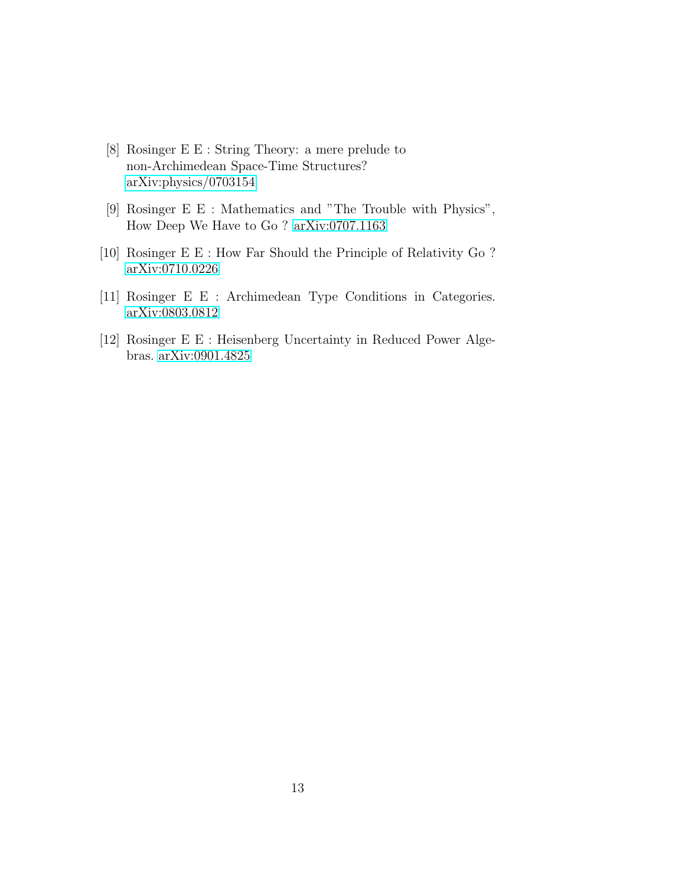[8] Rosinger E E : String Theory: a mere prelude to non-Archimedean Space-Time Structures? arXiv:physics/0703154

[9] Rosinger E E : Mathematics and "The Trouble with Physics", How Deep We Have to Go ? arXiv:0707.1163

[10] Rosinger E E : How Far Should the Principle of Relativity Go ? arXiv:0710.0226

[11] Rosinger E E : Archimedean Type Conditions in Categories. arXiv:0803.0812

[12] Rosinger E E : Heisenberg Uncertainty in Reduced Power Algebras. arXiv:0901.4825